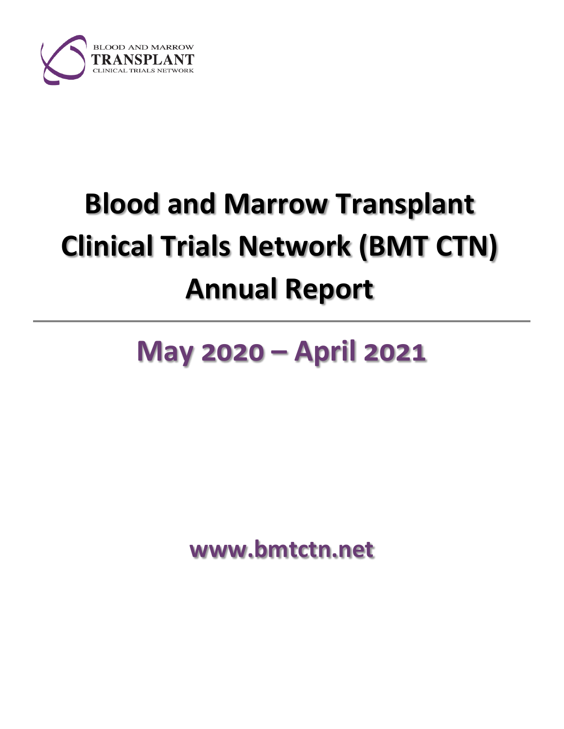BLOOD AND MARROW
TRANSPLANT
CLINICAL TRIALS NETWORK

# Blood and Marrow Transplant Clinical Trials Network (BMT CTN) Annual Report

## May 2020 – April 2021

**www.bmtctn.net**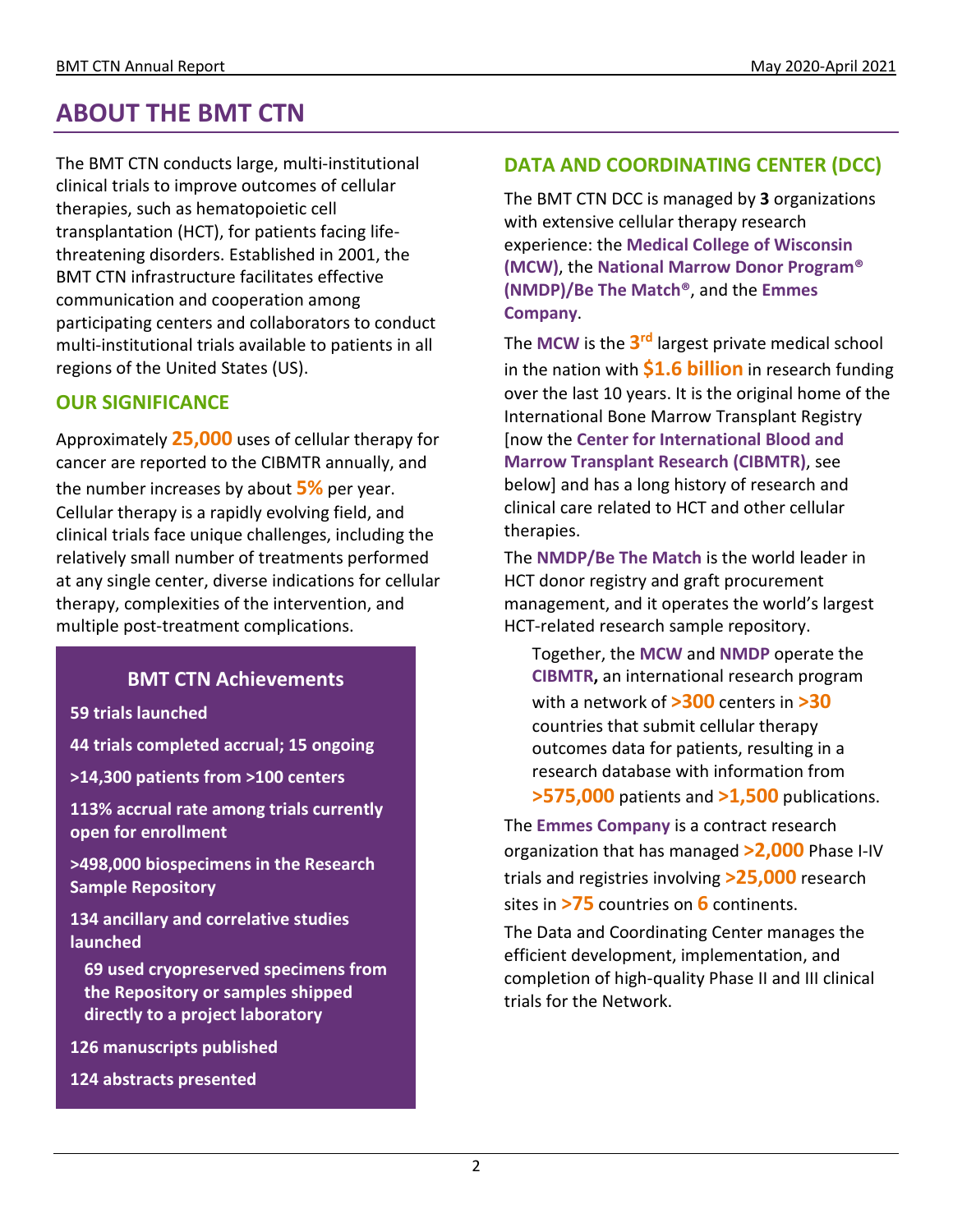# ABOUT THE BMT CTN

The BMT CTN conducts large, multi-institutional clinical trials to improve outcomes of cellular therapies, such as hematopoietic cell transplantation (HCT), for patients facing life-threatening disorders. Established in 2001, the BMT CTN infrastructure facilitates effective communication and cooperation among participating centers and collaborators to conduct multi-institutional trials available to patients in all regions of the United States (US).

## OUR SIGNIFICANCE

Approximately **25,000** uses of cellular therapy for cancer are reported to the CIBMTR annually, and the number increases by about **5%** per year. Cellular therapy is a rapidly evolving field, and clinical trials face unique challenges, including the relatively small number of treatments performed at any single center, diverse indications for cellular therapy, complexities of the intervention, and multiple post-treatment complications.

### BMT CTN Achievements

- **59 trials launched**
- **44 trials completed accrual; 15 ongoing**
- **>14,300 patients from >100 centers**
- **113% accrual rate among trials currently open for enrollment**
- **>498,000 biospecimens in the Research Sample Repository**
- **134 ancillary and correlative studies launched**
  - **69 used cryopreserved specimens from the Repository or samples shipped directly to a project laboratory**
- **126 manuscripts published**
- **124 abstracts presented**

## DATA AND COORDINATING CENTER (DCC)

The BMT CTN DCC is managed by **3** organizations with extensive cellular therapy research experience: the **Medical College of Wisconsin (MCW)**, the **National Marrow Donor Program® (NMDP)/Be The Match®**, and the **Emmes Company**.

The **MCW** is the **3rd** largest private medical school in the nation with **$1.6 billion** in research funding over the last 10 years. It is the original home of the International Bone Marrow Transplant Registry [now the **Center for International Blood and Marrow Transplant Research (CIBMTR)**, see below] and has a long history of research and clinical care related to HCT and other cellular therapies.

The **NMDP/Be The Match** is the world leader in HCT donor registry and graft procurement management, and it operates the world's largest HCT-related research sample repository.

> Together, the **MCW** and **NMDP** operate the **CIBMTR,** an international research program with a network of **>300** centers in **>30** countries that submit cellular therapy outcomes data for patients, resulting in a research database with information from **>575,000** patients and **>1,500** publications.

The **Emmes Company** is a contract research organization that has managed **>2,000** Phase I-IV trials and registries involving **>25,000** research sites in **>75** countries on **6** continents.

The Data and Coordinating Center manages the efficient development, implementation, and completion of high-quality Phase II and III clinical trials for the Network.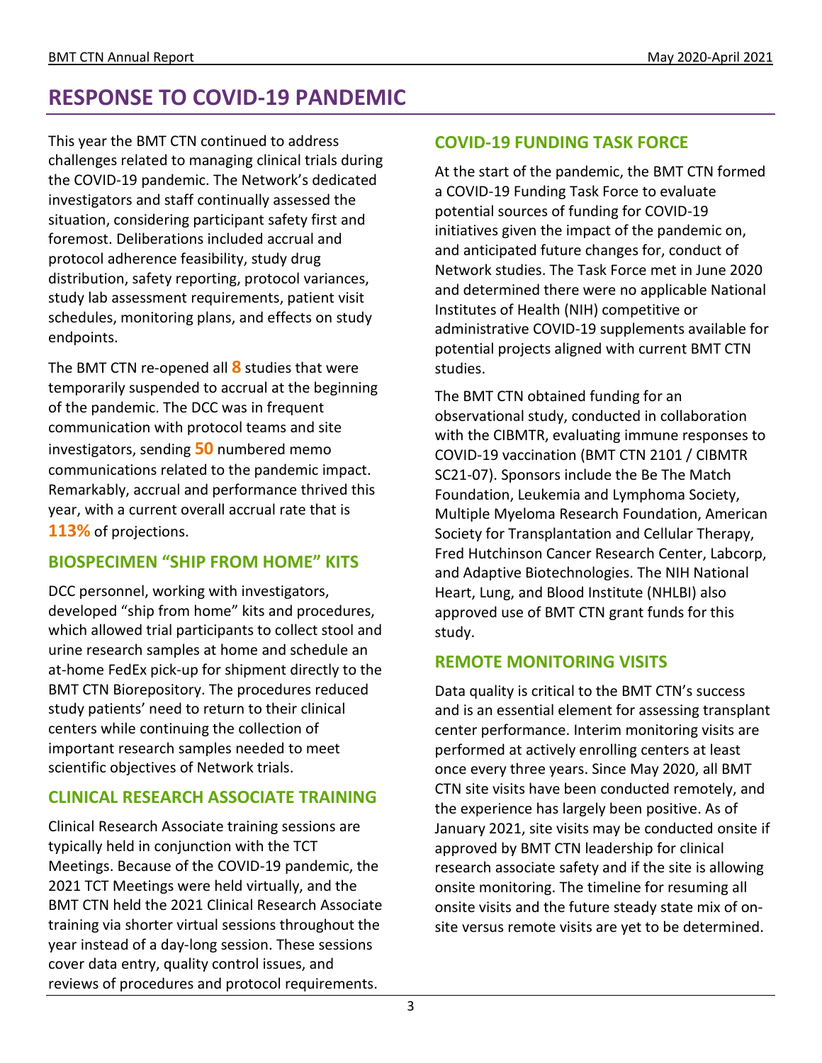# RESPONSE TO COVID-19 PANDEMIC

This year the BMT CTN continued to address challenges related to managing clinical trials during the COVID-19 pandemic. The Network's dedicated investigators and staff continually assessed the situation, considering participant safety first and foremost. Deliberations included accrual and protocol adherence feasibility, study drug distribution, safety reporting, protocol variances, study lab assessment requirements, patient visit schedules, monitoring plans, and effects on study endpoints.

The BMT CTN re-opened all **8** studies that were temporarily suspended to accrual at the beginning of the pandemic. The DCC was in frequent communication with protocol teams and site investigators, sending **50** numbered memo communications related to the pandemic impact. Remarkably, accrual and performance thrived this year, with a current overall accrual rate that is **113%** of projections.

## BIOSPECIMEN "SHIP FROM HOME" KITS

DCC personnel, working with investigators, developed "ship from home" kits and procedures, which allowed trial participants to collect stool and urine research samples at home and schedule an at-home FedEx pick-up for shipment directly to the BMT CTN Biorepository. The procedures reduced study patients' need to return to their clinical centers while continuing the collection of important research samples needed to meet scientific objectives of Network trials.

## CLINICAL RESEARCH ASSOCIATE TRAINING

Clinical Research Associate training sessions are typically held in conjunction with the TCT Meetings. Because of the COVID-19 pandemic, the 2021 TCT Meetings were held virtually, and the BMT CTN held the 2021 Clinical Research Associate training via shorter virtual sessions throughout the year instead of a day-long session. These sessions cover data entry, quality control issues, and reviews of procedures and protocol requirements.

## COVID-19 FUNDING TASK FORCE

At the start of the pandemic, the BMT CTN formed a COVID-19 Funding Task Force to evaluate potential sources of funding for COVID-19 initiatives given the impact of the pandemic on, and anticipated future changes for, conduct of Network studies. The Task Force met in June 2020 and determined there were no applicable National Institutes of Health (NIH) competitive or administrative COVID-19 supplements available for potential projects aligned with current BMT CTN studies.

The BMT CTN obtained funding for an observational study, conducted in collaboration with the CIBMTR, evaluating immune responses to COVID-19 vaccination (BMT CTN 2101 / CIBMTR SC21-07). Sponsors include the Be The Match Foundation, Leukemia and Lymphoma Society, Multiple Myeloma Research Foundation, American Society for Transplantation and Cellular Therapy, Fred Hutchinson Cancer Research Center, Labcorp, and Adaptive Biotechnologies. The NIH National Heart, Lung, and Blood Institute (NHLBI) also approved use of BMT CTN grant funds for this study.

## REMOTE MONITORING VISITS

Data quality is critical to the BMT CTN's success and is an essential element for assessing transplant center performance. Interim monitoring visits are performed at actively enrolling centers at least once every three years. Since May 2020, all BMT CTN site visits have been conducted remotely, and the experience has largely been positive. As of January 2021, site visits may be conducted onsite if approved by BMT CTN leadership for clinical research associate safety and if the site is allowing onsite monitoring. The timeline for resuming all onsite visits and the future steady state mix of on-site versus remote visits are yet to be determined.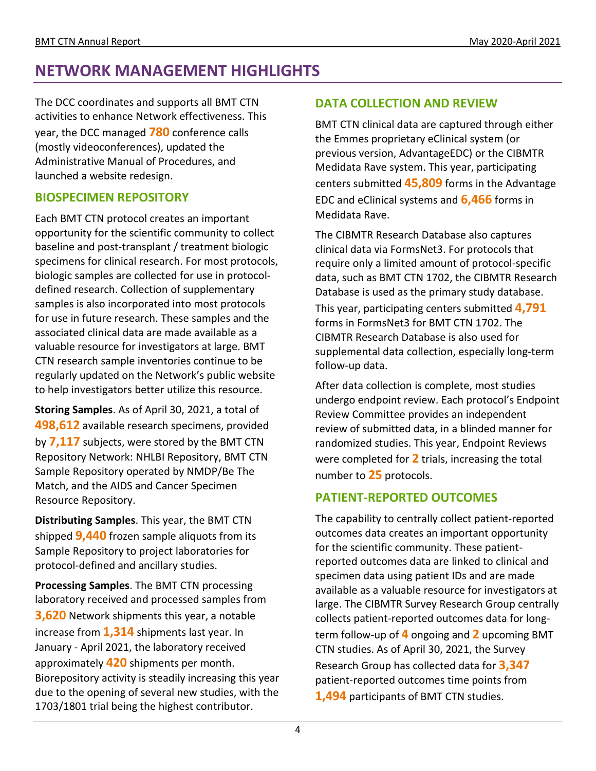# NETWORK MANAGEMENT HIGHLIGHTS

The DCC coordinates and supports all BMT CTN activities to enhance Network effectiveness. This year, the DCC managed **780** conference calls (mostly videoconferences), updated the Administrative Manual of Procedures, and launched a website redesign.

## BIOSPECIMEN REPOSITORY

Each BMT CTN protocol creates an important opportunity for the scientific community to collect baseline and post-transplant / treatment biologic specimens for clinical research. For most protocols, biologic samples are collected for use in protocol-defined research. Collection of supplementary samples is also incorporated into most protocols for use in future research. These samples and the associated clinical data are made available as a valuable resource for investigators at large. BMT CTN research sample inventories continue to be regularly updated on the Network's public website to help investigators better utilize this resource.

**Storing Samples**. As of April 30, 2021, a total of **498,612** available research specimens, provided by **7,117** subjects, were stored by the BMT CTN Repository Network: NHLBI Repository, BMT CTN Sample Repository operated by NMDP/Be The Match, and the AIDS and Cancer Specimen Resource Repository.

**Distributing Samples**. This year, the BMT CTN shipped **9,440** frozen sample aliquots from its Sample Repository to project laboratories for protocol-defined and ancillary studies.

**Processing Samples**. The BMT CTN processing laboratory received and processed samples from **3,620** Network shipments this year, a notable increase from **1,314** shipments last year. In January - April 2021, the laboratory received approximately **420** shipments per month. Biorepository activity is steadily increasing this year due to the opening of several new studies, with the 1703/1801 trial being the highest contributor.

## DATA COLLECTION AND REVIEW

BMT CTN clinical data are captured through either the Emmes proprietary eClinical system (or previous version, AdvantageEDC) or the CIBMTR Medidata Rave system. This year, participating centers submitted **45,809** forms in the Advantage EDC and eClinical systems and **6,466** forms in Medidata Rave.

The CIBMTR Research Database also captures clinical data via FormsNet3. For protocols that require only a limited amount of protocol-specific data, such as BMT CTN 1702, the CIBMTR Research Database is used as the primary study database. This year, participating centers submitted **4,791** forms in FormsNet3 for BMT CTN 1702. The CIBMTR Research Database is also used for supplemental data collection, especially long-term follow-up data.

After data collection is complete, most studies undergo endpoint review. Each protocol's Endpoint Review Committee provides an independent review of submitted data, in a blinded manner for randomized studies. This year, Endpoint Reviews were completed for **2** trials, increasing the total number to **25** protocols.

## PATIENT-REPORTED OUTCOMES

The capability to centrally collect patient-reported outcomes data creates an important opportunity for the scientific community. These patient-reported outcomes data are linked to clinical and specimen data using patient IDs and are made available as a valuable resource for investigators at large. The CIBMTR Survey Research Group centrally collects patient-reported outcomes data for long-term follow-up of **4** ongoing and **2** upcoming BMT CTN studies. As of April 30, 2021, the Survey Research Group has collected data for **3,347** patient-reported outcomes time points from **1,494** participants of BMT CTN studies.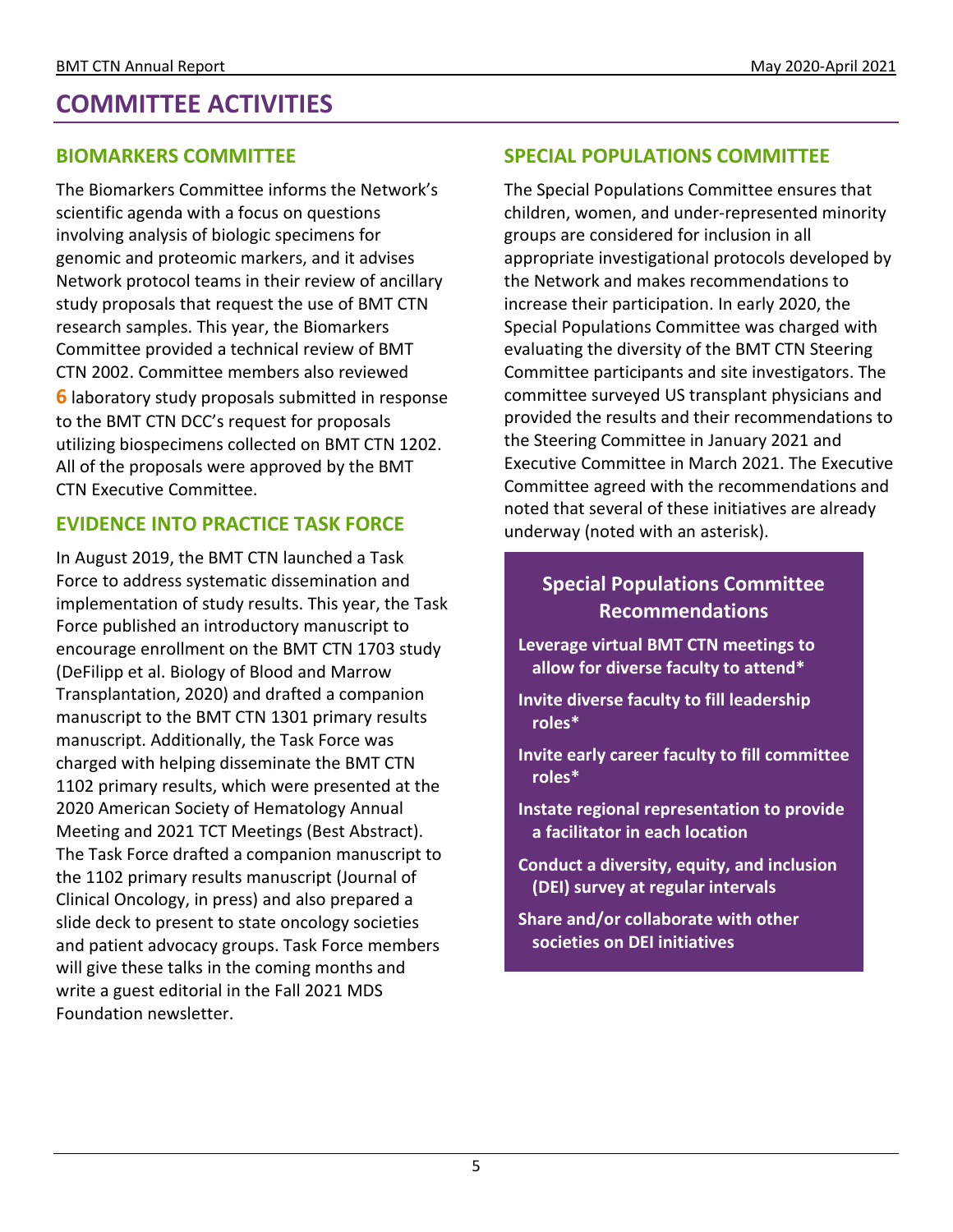# COMMITTEE ACTIVITIES

## BIOMARKERS COMMITTEE

The Biomarkers Committee informs the Network's scientific agenda with a focus on questions involving analysis of biologic specimens for genomic and proteomic markers, and it advises Network protocol teams in their review of ancillary study proposals that request the use of BMT CTN research samples. This year, the Biomarkers Committee provided a technical review of BMT CTN 2002. Committee members also reviewed **6** laboratory study proposals submitted in response to the BMT CTN DCC's request for proposals utilizing biospecimens collected on BMT CTN 1202. All of the proposals were approved by the BMT CTN Executive Committee.

## EVIDENCE INTO PRACTICE TASK FORCE

In August 2019, the BMT CTN launched a Task Force to address systematic dissemination and implementation of study results. This year, the Task Force published an introductory manuscript to encourage enrollment on the BMT CTN 1703 study (DeFilipp et al. Biology of Blood and Marrow Transplantation, 2020) and drafted a companion manuscript to the BMT CTN 1301 primary results manuscript. Additionally, the Task Force was charged with helping disseminate the BMT CTN 1102 primary results, which were presented at the 2020 American Society of Hematology Annual Meeting and 2021 TCT Meetings (Best Abstract). The Task Force drafted a companion manuscript to the 1102 primary results manuscript (Journal of Clinical Oncology, in press) and also prepared a slide deck to present to state oncology societies and patient advocacy groups. Task Force members will give these talks in the coming months and write a guest editorial in the Fall 2021 MDS Foundation newsletter.

## SPECIAL POPULATIONS COMMITTEE

The Special Populations Committee ensures that children, women, and under-represented minority groups are considered for inclusion in all appropriate investigational protocols developed by the Network and makes recommendations to increase their participation. In early 2020, the Special Populations Committee was charged with evaluating the diversity of the BMT CTN Steering Committee participants and site investigators. The committee surveyed US transplant physicians and provided the results and their recommendations to the Steering Committee in January 2021 and Executive Committee in March 2021. The Executive Committee agreed with the recommendations and noted that several of these initiatives are already underway (noted with an asterisk).

### Special Populations Committee Recommendations

- **Leverage virtual BMT CTN meetings to allow for diverse faculty to attend***
- **Invite diverse faculty to fill leadership roles***
- **Invite early career faculty to fill committee roles***
- **Instate regional representation to provide a facilitator in each location**
- **Conduct a diversity, equity, and inclusion (DEI) survey at regular intervals**
- **Share and/or collaborate with other societies on DEI initiatives**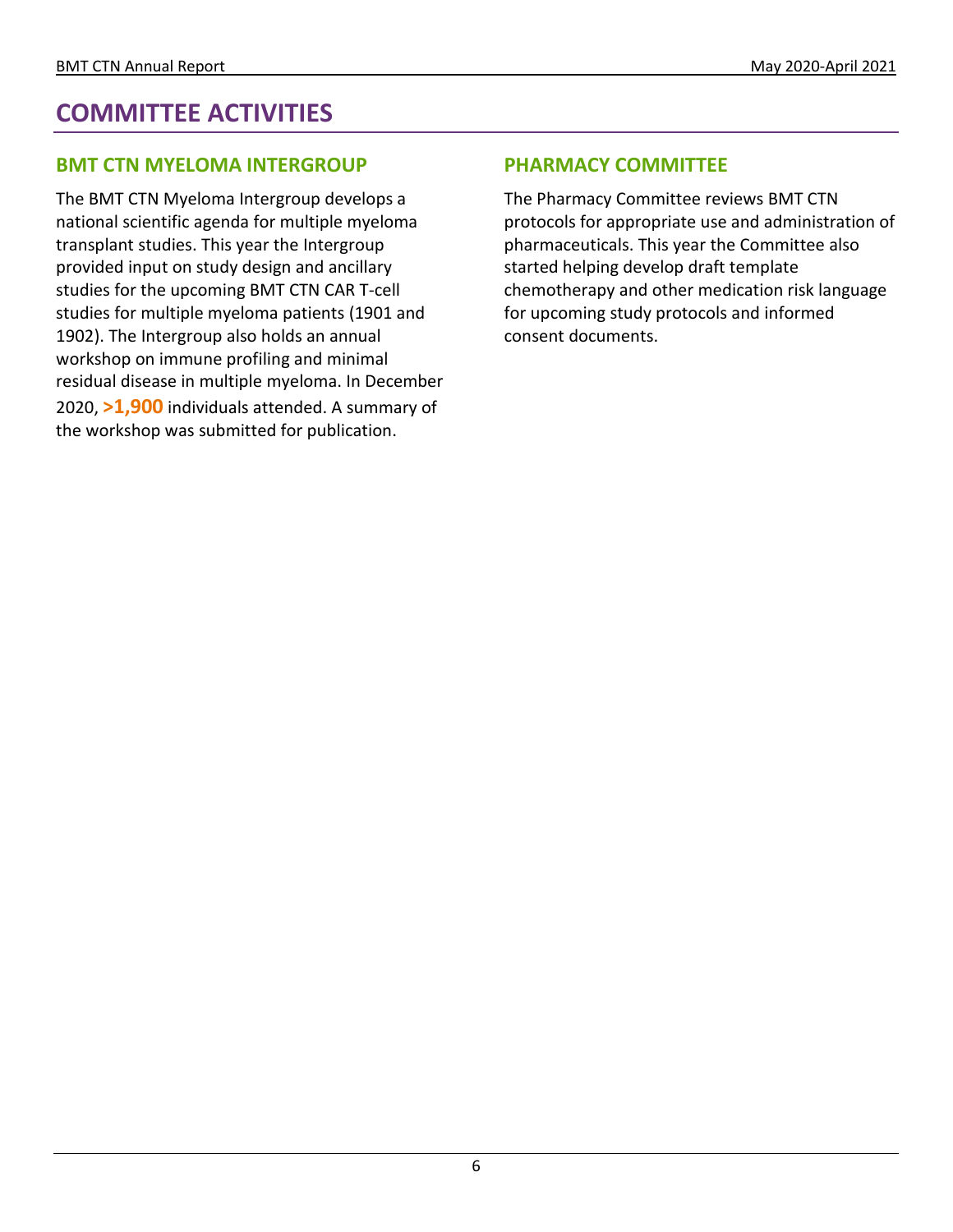# COMMITTEE ACTIVITIES

## BMT CTN MYELOMA INTERGROUP

The BMT CTN Myeloma Intergroup develops a national scientific agenda for multiple myeloma transplant studies. This year the Intergroup provided input on study design and ancillary studies for the upcoming BMT CTN CAR T-cell studies for multiple myeloma patients (1901 and 1902). The Intergroup also holds an annual workshop on immune profiling and minimal residual disease in multiple myeloma. In December 2020, **>1,900** individuals attended. A summary of the workshop was submitted for publication.

## PHARMACY COMMITTEE

The Pharmacy Committee reviews BMT CTN protocols for appropriate use and administration of pharmaceuticals. This year the Committee also started helping develop draft template chemotherapy and other medication risk language for upcoming study protocols and informed consent documents.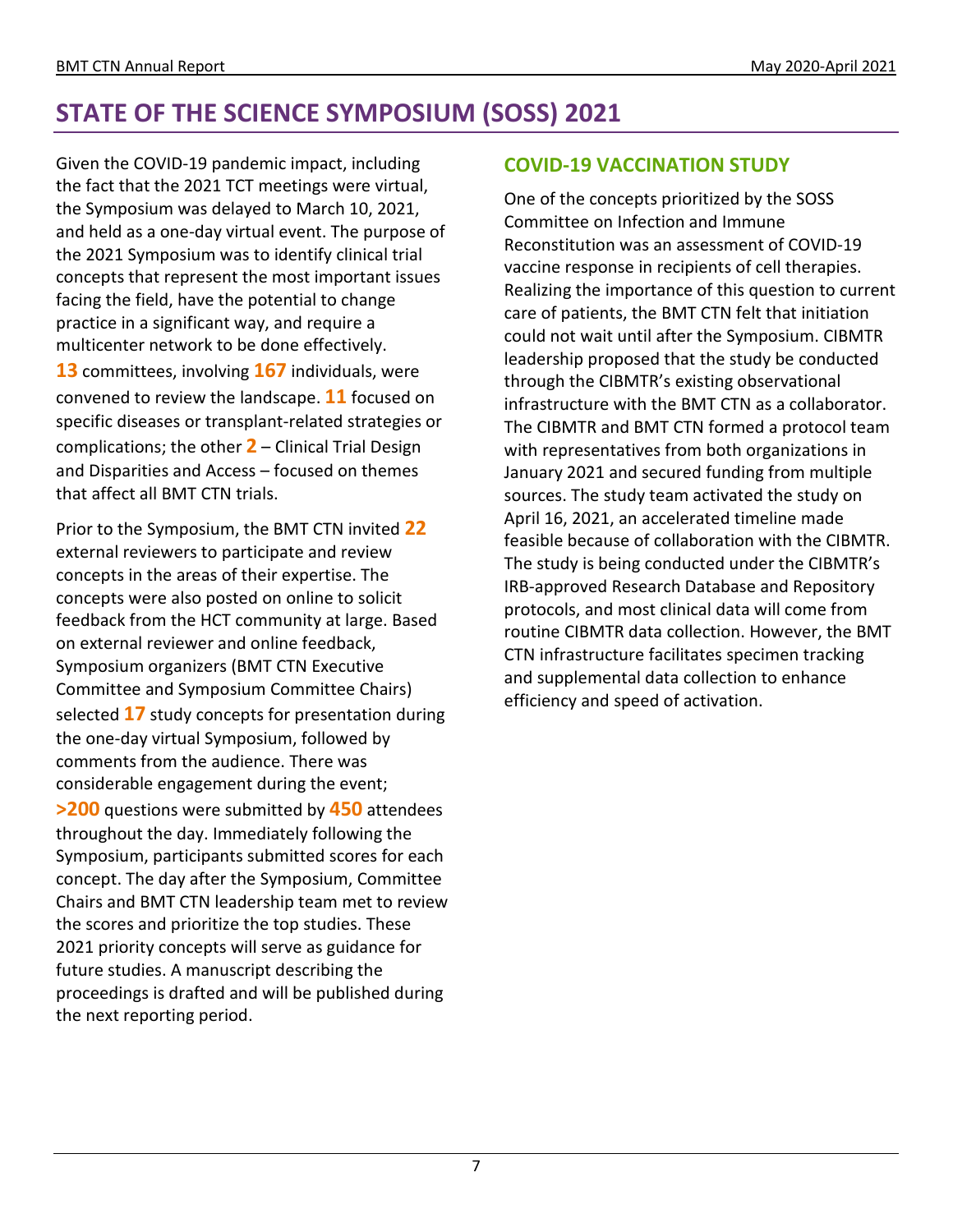# STATE OF THE SCIENCE SYMPOSIUM (SOSS) 2021

Given the COVID-19 pandemic impact, including the fact that the 2021 TCT meetings were virtual, the Symposium was delayed to March 10, 2021, and held as a one-day virtual event. The purpose of the 2021 Symposium was to identify clinical trial concepts that represent the most important issues facing the field, have the potential to change practice in a significant way, and require a multicenter network to be done effectively. **13** committees, involving **167** individuals, were convened to review the landscape. **11** focused on specific diseases or transplant-related strategies or complications; the other **2** – Clinical Trial Design and Disparities and Access – focused on themes that affect all BMT CTN trials.

Prior to the Symposium, the BMT CTN invited **22** external reviewers to participate and review concepts in the areas of their expertise. The concepts were also posted on online to solicit feedback from the HCT community at large. Based on external reviewer and online feedback, Symposium organizers (BMT CTN Executive Committee and Symposium Committee Chairs) selected **17** study concepts for presentation during the one-day virtual Symposium, followed by comments from the audience. There was considerable engagement during the event; **>200** questions were submitted by **450** attendees throughout the day. Immediately following the Symposium, participants submitted scores for each concept. The day after the Symposium, Committee Chairs and BMT CTN leadership team met to review the scores and prioritize the top studies. These 2021 priority concepts will serve as guidance for future studies. A manuscript describing the proceedings is drafted and will be published during the next reporting period.

## COVID-19 VACCINATION STUDY

One of the concepts prioritized by the SOSS Committee on Infection and Immune Reconstitution was an assessment of COVID-19 vaccine response in recipients of cell therapies. Realizing the importance of this question to current care of patients, the BMT CTN felt that initiation could not wait until after the Symposium. CIBMTR leadership proposed that the study be conducted through the CIBMTR's existing observational infrastructure with the BMT CTN as a collaborator. The CIBMTR and BMT CTN formed a protocol team with representatives from both organizations in January 2021 and secured funding from multiple sources. The study team activated the study on April 16, 2021, an accelerated timeline made feasible because of collaboration with the CIBMTR. The study is being conducted under the CIBMTR's IRB-approved Research Database and Repository protocols, and most clinical data will come from routine CIBMTR data collection. However, the BMT CTN infrastructure facilitates specimen tracking and supplemental data collection to enhance efficiency and speed of activation.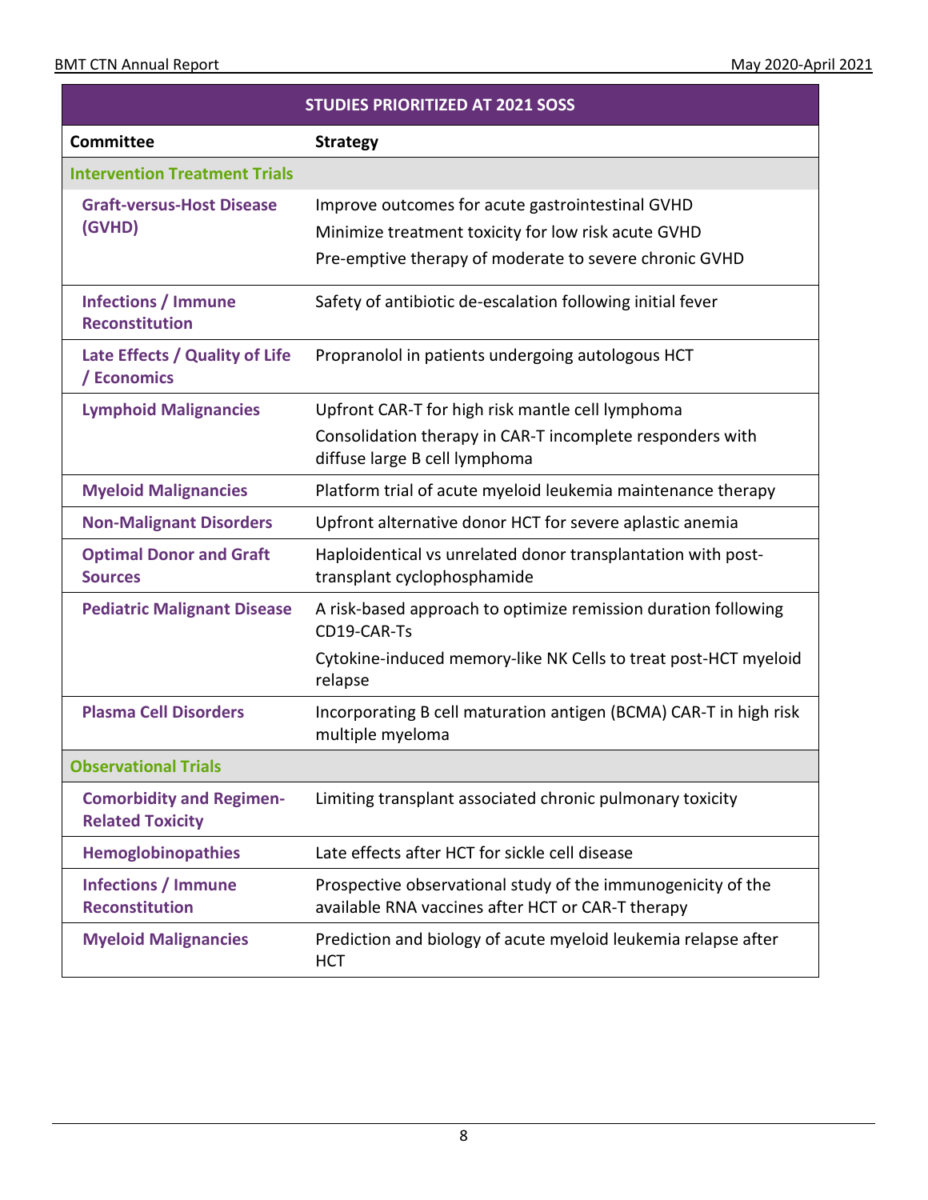| STUDIES PRIORITIZED AT 2021 SOSS | |
|---|---|
| **Committee** | **Strategy** |
| **Intervention Treatment Trials** | |
| **Graft-versus-Host Disease (GVHD)** | Improve outcomes for acute gastrointestinal GVHD<br>Minimize treatment toxicity for low risk acute GVHD<br>Pre-emptive therapy of moderate to severe chronic GVHD |
| **Infections / Immune Reconstitution** | Safety of antibiotic de-escalation following initial fever |
| **Late Effects / Quality of Life / Economics** | Propranolol in patients undergoing autologous HCT |
| **Lymphoid Malignancies** | Upfront CAR-T for high risk mantle cell lymphoma<br>Consolidation therapy in CAR-T incomplete responders with diffuse large B cell lymphoma |
| **Myeloid Malignancies** | Platform trial of acute myeloid leukemia maintenance therapy |
| **Non-Malignant Disorders** | Upfront alternative donor HCT for severe aplastic anemia |
| **Optimal Donor and Graft Sources** | Haploidentical vs unrelated donor transplantation with post-transplant cyclophosphamide |
| **Pediatric Malignant Disease** | A risk-based approach to optimize remission duration following CD19-CAR-Ts<br>Cytokine-induced memory-like NK Cells to treat post-HCT myeloid relapse |
| **Plasma Cell Disorders** | Incorporating B cell maturation antigen (BCMA) CAR-T in high risk multiple myeloma |
| **Observational Trials** | |
| **Comorbidity and Regimen-Related Toxicity** | Limiting transplant associated chronic pulmonary toxicity |
| **Hemoglobinopathies** | Late effects after HCT for sickle cell disease |
| **Infections / Immune Reconstitution** | Prospective observational study of the immunogenicity of the available RNA vaccines after HCT or CAR-T therapy |
| **Myeloid Malignancies** | Prediction and biology of acute myeloid leukemia relapse after HCT |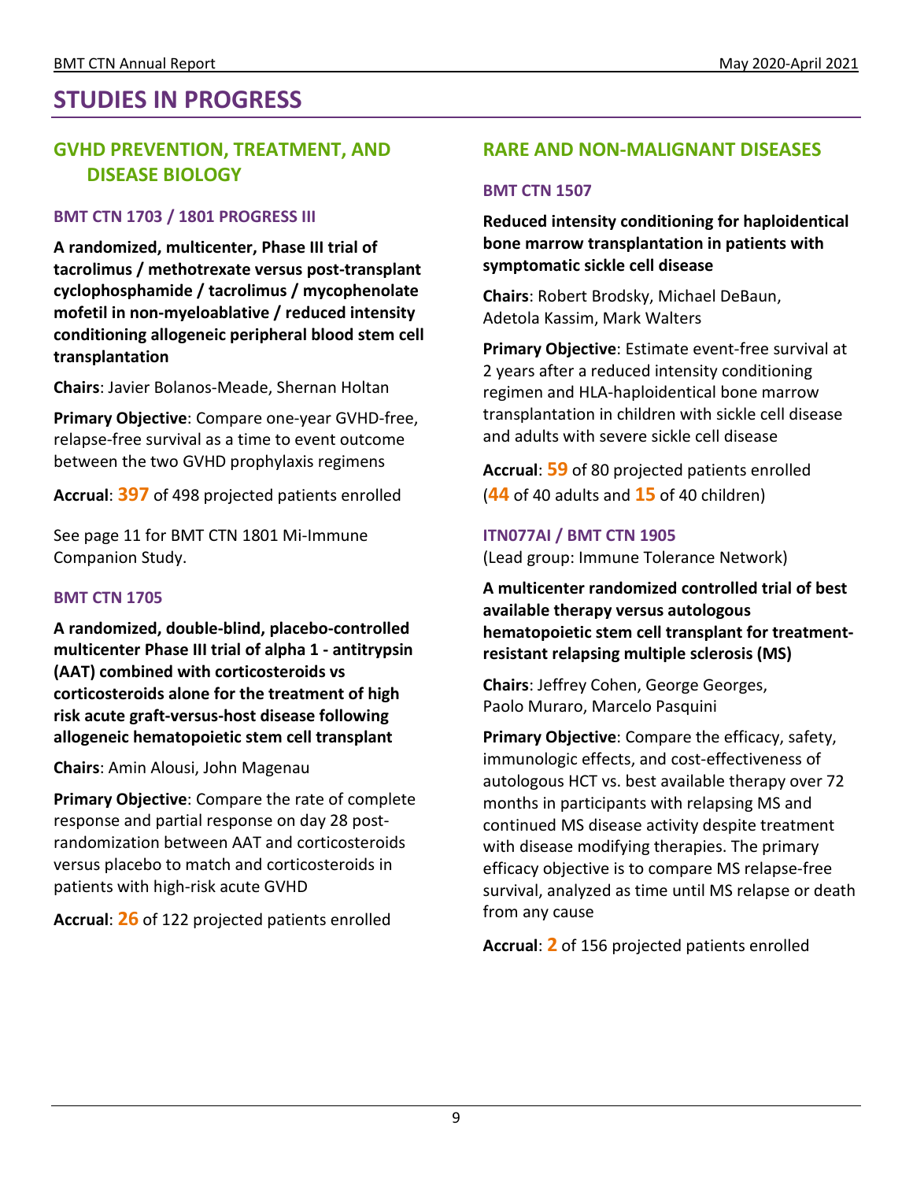# STUDIES IN PROGRESS

## GVHD PREVENTION, TREATMENT, AND DISEASE BIOLOGY

### BMT CTN 1703 / 1801 PROGRESS III

**A randomized, multicenter, Phase III trial of tacrolimus / methotrexate versus post-transplant cyclophosphamide / tacrolimus / mycophenolate mofetil in non-myeloablative / reduced intensity conditioning allogeneic peripheral blood stem cell transplantation**

**Chairs**: Javier Bolanos-Meade, Shernan Holtan

**Primary Objective**: Compare one-year GVHD-free, relapse-free survival as a time to event outcome between the two GVHD prophylaxis regimens

**Accrual**: **397** of 498 projected patients enrolled

See page 11 for BMT CTN 1801 Mi-Immune Companion Study.

### BMT CTN 1705

**A randomized, double-blind, placebo-controlled multicenter Phase III trial of alpha 1 - antitrypsin (AAT) combined with corticosteroids vs corticosteroids alone for the treatment of high risk acute graft-versus-host disease following allogeneic hematopoietic stem cell transplant**

**Chairs**: Amin Alousi, John Magenau

**Primary Objective**: Compare the rate of complete response and partial response on day 28 post-randomization between AAT and corticosteroids versus placebo to match and corticosteroids in patients with high-risk acute GVHD

**Accrual**: **26** of 122 projected patients enrolled

## RARE AND NON-MALIGNANT DISEASES

### BMT CTN 1507

**Reduced intensity conditioning for haploidentical bone marrow transplantation in patients with symptomatic sickle cell disease**

**Chairs**: Robert Brodsky, Michael DeBaun, Adetola Kassim, Mark Walters

**Primary Objective**: Estimate event-free survival at 2 years after a reduced intensity conditioning regimen and HLA-haploidentical bone marrow transplantation in children with sickle cell disease and adults with severe sickle cell disease

**Accrual**: **59** of 80 projected patients enrolled (**44** of 40 adults and **15** of 40 children)

### ITN077AI / BMT CTN 1905

(Lead group: Immune Tolerance Network)

**A multicenter randomized controlled trial of best available therapy versus autologous hematopoietic stem cell transplant for treatment-resistant relapsing multiple sclerosis (MS)**

**Chairs**: Jeffrey Cohen, George Georges, Paolo Muraro, Marcelo Pasquini

**Primary Objective**: Compare the efficacy, safety, immunologic effects, and cost-effectiveness of autologous HCT vs. best available therapy over 72 months in participants with relapsing MS and continued MS disease activity despite treatment with disease modifying therapies. The primary efficacy objective is to compare MS relapse-free survival, analyzed as time until MS relapse or death from any cause

**Accrual**: **2** of 156 projected patients enrolled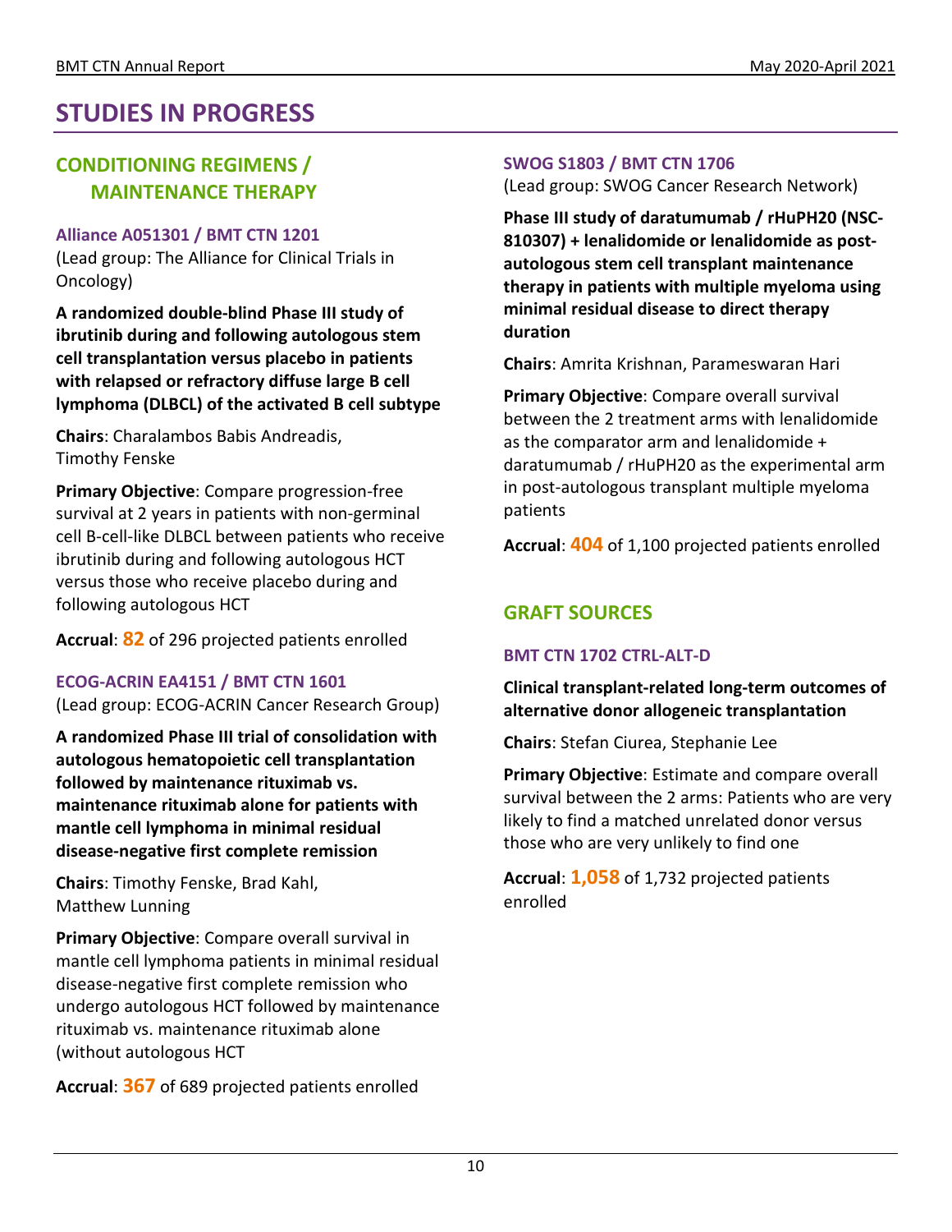# STUDIES IN PROGRESS

## CONDITIONING REGIMENS / MAINTENANCE THERAPY

### Alliance A051301 / BMT CTN 1201

(Lead group: The Alliance for Clinical Trials in Oncology)

**A randomized double-blind Phase III study of ibrutinib during and following autologous stem cell transplantation versus placebo in patients with relapsed or refractory diffuse large B cell lymphoma (DLBCL) of the activated B cell subtype**

**Chairs**: Charalambos Babis Andreadis, Timothy Fenske

**Primary Objective**: Compare progression-free survival at 2 years in patients with non-germinal cell B-cell-like DLBCL between patients who receive ibrutinib during and following autologous HCT versus those who receive placebo during and following autologous HCT

**Accrual**: **82** of 296 projected patients enrolled

### ECOG-ACRIN EA4151 / BMT CTN 1601

(Lead group: ECOG-ACRIN Cancer Research Group)

**A randomized Phase III trial of consolidation with autologous hematopoietic cell transplantation followed by maintenance rituximab vs. maintenance rituximab alone for patients with mantle cell lymphoma in minimal residual disease-negative first complete remission**

**Chairs**: Timothy Fenske, Brad Kahl, Matthew Lunning

**Primary Objective**: Compare overall survival in mantle cell lymphoma patients in minimal residual disease-negative first complete remission who undergo autologous HCT followed by maintenance rituximab vs. maintenance rituximab alone (without autologous HCT

**Accrual**: **367** of 689 projected patients enrolled

### SWOG S1803 / BMT CTN 1706

(Lead group: SWOG Cancer Research Network)

**Phase III study of daratumumab / rHuPH20 (NSC-810307) + lenalidomide or lenalidomide as post-autologous stem cell transplant maintenance therapy in patients with multiple myeloma using minimal residual disease to direct therapy duration**

**Chairs**: Amrita Krishnan, Parameswaran Hari

**Primary Objective**: Compare overall survival between the 2 treatment arms with lenalidomide as the comparator arm and lenalidomide + daratumumab / rHuPH20 as the experimental arm in post-autologous transplant multiple myeloma patients

**Accrual**: **404** of 1,100 projected patients enrolled

## GRAFT SOURCES

### BMT CTN 1702 CTRL-ALT-D

**Clinical transplant-related long-term outcomes of alternative donor allogeneic transplantation**

**Chairs**: Stefan Ciurea, Stephanie Lee

**Primary Objective**: Estimate and compare overall survival between the 2 arms: Patients who are very likely to find a matched unrelated donor versus those who are very unlikely to find one

**Accrual**: **1,058** of 1,732 projected patients enrolled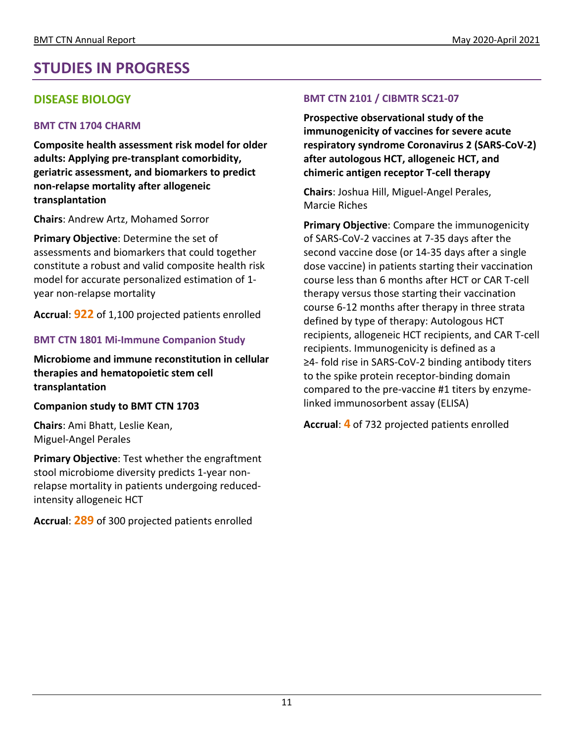# STUDIES IN PROGRESS

## DISEASE BIOLOGY

### BMT CTN 1704 CHARM

**Composite health assessment risk model for older adults: Applying pre-transplant comorbidity, geriatric assessment, and biomarkers to predict non-relapse mortality after allogeneic transplantation**

**Chairs**: Andrew Artz, Mohamed Sorror

**Primary Objective**: Determine the set of assessments and biomarkers that could together constitute a robust and valid composite health risk model for accurate personalized estimation of 1-year non-relapse mortality

**Accrual**: **922** of 1,100 projected patients enrolled

### BMT CTN 1801 Mi-Immune Companion Study

**Microbiome and immune reconstitution in cellular therapies and hematopoietic stem cell transplantation**

**Companion study to BMT CTN 1703**

**Chairs**: Ami Bhatt, Leslie Kean, Miguel-Angel Perales

**Primary Objective**: Test whether the engraftment stool microbiome diversity predicts 1-year non-relapse mortality in patients undergoing reduced-intensity allogeneic HCT

**Accrual**: **289** of 300 projected patients enrolled

### BMT CTN 2101 / CIBMTR SC21-07

**Prospective observational study of the immunogenicity of vaccines for severe acute respiratory syndrome Coronavirus 2 (SARS-CoV-2) after autologous HCT, allogeneic HCT, and chimeric antigen receptor T-cell therapy**

**Chairs**: Joshua Hill, Miguel-Angel Perales, Marcie Riches

**Primary Objective**: Compare the immunogenicity of SARS-CoV-2 vaccines at 7-35 days after the second vaccine dose (or 14-35 days after a single dose vaccine) in patients starting their vaccination course less than 6 months after HCT or CAR T-cell therapy versus those starting their vaccination course 6-12 months after therapy in three strata defined by type of therapy: Autologous HCT recipients, allogeneic HCT recipients, and CAR T-cell recipients. Immunogenicity is defined as a ≥4- fold rise in SARS-CoV-2 binding antibody titers to the spike protein receptor-binding domain compared to the pre-vaccine #1 titers by enzyme-linked immunosorbent assay (ELISA)

**Accrual**: **4** of 732 projected patients enrolled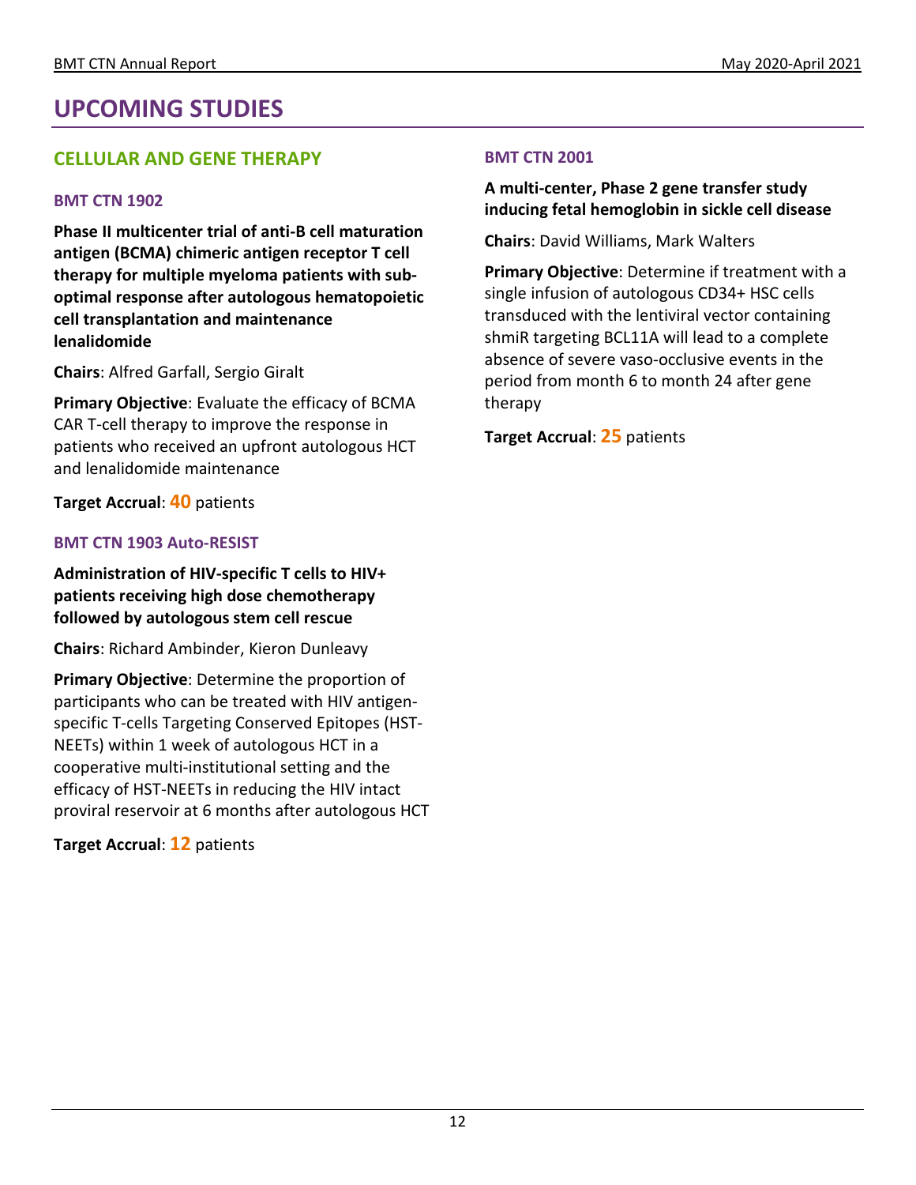# UPCOMING STUDIES

## CELLULAR AND GENE THERAPY

### BMT CTN 1902

**Phase II multicenter trial of anti-B cell maturation antigen (BCMA) chimeric antigen receptor T cell therapy for multiple myeloma patients with sub-optimal response after autologous hematopoietic cell transplantation and maintenance lenalidomide**

**Chairs**: Alfred Garfall, Sergio Giralt

**Primary Objective**: Evaluate the efficacy of BCMA CAR T-cell therapy to improve the response in patients who received an upfront autologous HCT and lenalidomide maintenance

**Target Accrual**: **40** patients

### BMT CTN 1903 Auto-RESIST

**Administration of HIV-specific T cells to HIV+ patients receiving high dose chemotherapy followed by autologous stem cell rescue**

**Chairs**: Richard Ambinder, Kieron Dunleavy

**Primary Objective**: Determine the proportion of participants who can be treated with HIV antigen-specific T-cells Targeting Conserved Epitopes (HST-NEETs) within 1 week of autologous HCT in a cooperative multi-institutional setting and the efficacy of HST-NEETs in reducing the HIV intact proviral reservoir at 6 months after autologous HCT

**Target Accrual**: **12** patients

### BMT CTN 2001

**A multi-center, Phase 2 gene transfer study inducing fetal hemoglobin in sickle cell disease**

**Chairs**: David Williams, Mark Walters

**Primary Objective**: Determine if treatment with a single infusion of autologous CD34+ HSC cells transduced with the lentiviral vector containing shmiR targeting BCL11A will lead to a complete absence of severe vaso-occlusive events in the period from month 6 to month 24 after gene therapy

**Target Accrual**: **25** patients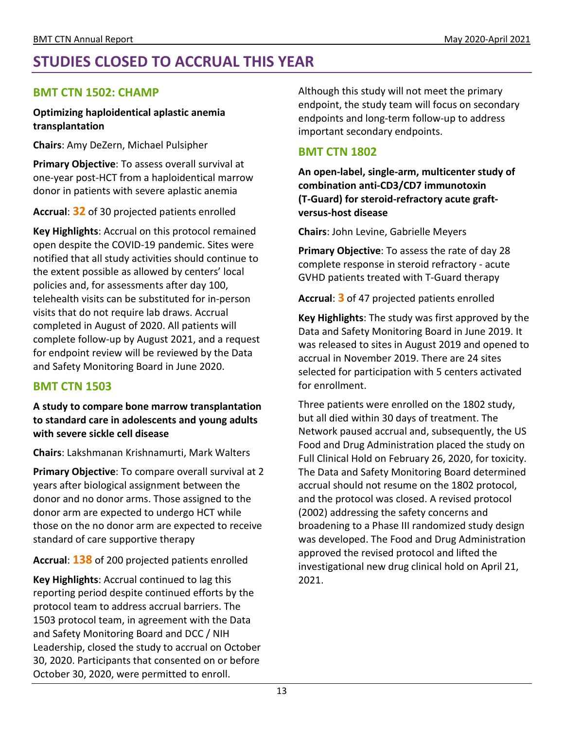# STUDIES CLOSED TO ACCRUAL THIS YEAR

## BMT CTN 1502: CHAMP

**Optimizing haploidentical aplastic anemia transplantation**

**Chairs**: Amy DeZern, Michael Pulsipher

**Primary Objective**: To assess overall survival at one-year post-HCT from a haploidentical marrow donor in patients with severe aplastic anemia

**Accrual**: **32** of 30 projected patients enrolled

**Key Highlights**: Accrual on this protocol remained open despite the COVID-19 pandemic. Sites were notified that all study activities should continue to the extent possible as allowed by centers' local policies and, for assessments after day 100, telehealth visits can be substituted for in-person visits that do not require lab draws. Accrual completed in August of 2020. All patients will complete follow-up by August 2021, and a request for endpoint review will be reviewed by the Data and Safety Monitoring Board in June 2020.

## BMT CTN 1503

**A study to compare bone marrow transplantation to standard care in adolescents and young adults with severe sickle cell disease**

**Chairs**: Lakshmanan Krishnamurti, Mark Walters

**Primary Objective**: To compare overall survival at 2 years after biological assignment between the donor and no donor arms. Those assigned to the donor arm are expected to undergo HCT while those on the no donor arm are expected to receive standard of care supportive therapy

**Accrual**: **138** of 200 projected patients enrolled

**Key Highlights**: Accrual continued to lag this reporting period despite continued efforts by the protocol team to address accrual barriers. The 1503 protocol team, in agreement with the Data and Safety Monitoring Board and DCC / NIH Leadership, closed the study to accrual on October 30, 2020. Participants that consented on or before October 30, 2020, were permitted to enroll.

Although this study will not meet the primary endpoint, the study team will focus on secondary endpoints and long-term follow-up to address important secondary endpoints.

## BMT CTN 1802

**An open-label, single-arm, multicenter study of combination anti-CD3/CD7 immunotoxin (T-Guard) for steroid-refractory acute graft-versus-host disease**

**Chairs**: John Levine, Gabrielle Meyers

**Primary Objective**: To assess the rate of day 28 complete response in steroid refractory - acute GVHD patients treated with T-Guard therapy

**Accrual**: **3** of 47 projected patients enrolled

**Key Highlights**: The study was first approved by the Data and Safety Monitoring Board in June 2019. It was released to sites in August 2019 and opened to accrual in November 2019. There are 24 sites selected for participation with 5 centers activated for enrollment.

Three patients were enrolled on the 1802 study, but all died within 30 days of treatment. The Network paused accrual and, subsequently, the US Food and Drug Administration placed the study on Full Clinical Hold on February 26, 2020, for toxicity. The Data and Safety Monitoring Board determined accrual should not resume on the 1802 protocol, and the protocol was closed. A revised protocol (2002) addressing the safety concerns and broadening to a Phase III randomized study design was developed. The Food and Drug Administration approved the revised protocol and lifted the investigational new drug clinical hold on April 21, 2021.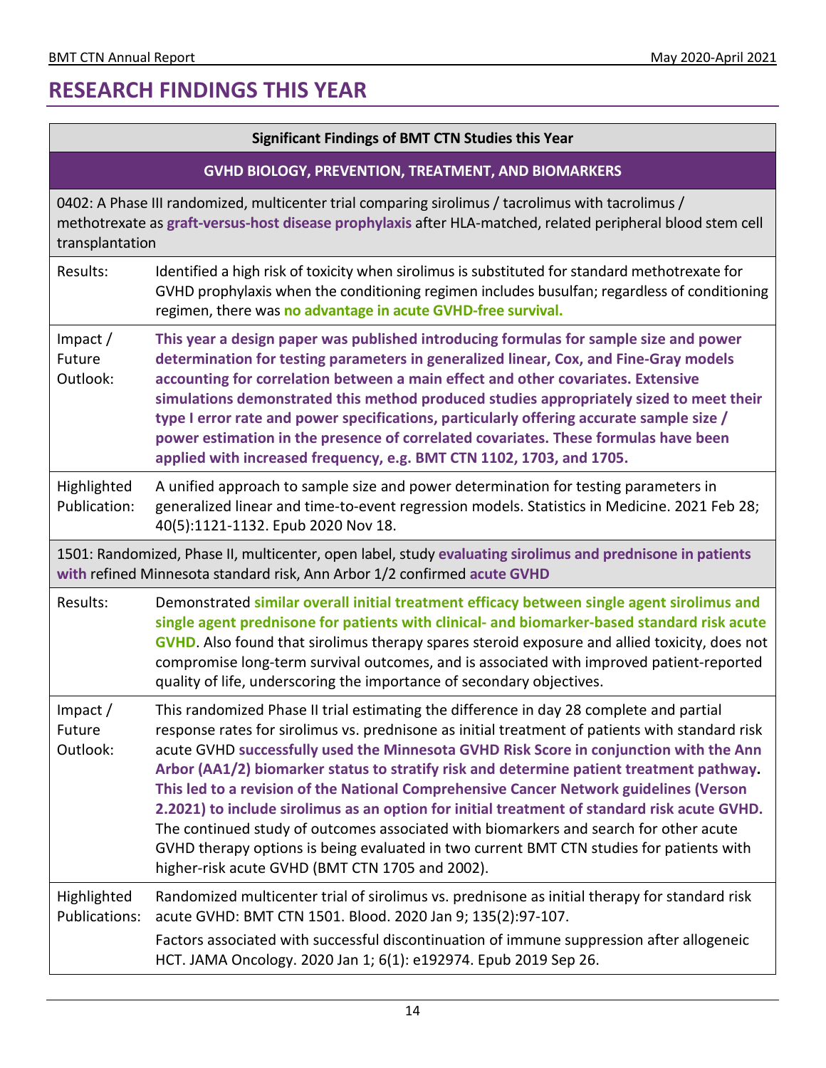# RESEARCH FINDINGS THIS YEAR

| Significant Findings of BMT CTN Studies this Year | |
|---|---|
| **GVHD BIOLOGY, PREVENTION, TREATMENT, AND BIOMARKERS** | |
| 0402: A Phase III randomized, multicenter trial comparing sirolimus / tacrolimus with tacrolimus / methotrexate as **graft-versus-host disease prophylaxis** after HLA-matched, related peripheral blood stem cell transplantation | |
| Results: | Identified a high risk of toxicity when sirolimus is substituted for standard methotrexate for GVHD prophylaxis when the conditioning regimen includes busulfan; regardless of conditioning regimen, there was **no advantage in acute GVHD-free survival.** |
| Impact / Future Outlook: | **This year a design paper was published introducing formulas for sample size and power determination for testing parameters in generalized linear, Cox, and Fine-Gray models accounting for correlation between a main effect and other covariates. Extensive simulations demonstrated this method produced studies appropriately sized to meet their type I error rate and power specifications, particularly offering accurate sample size / power estimation in the presence of correlated covariates. These formulas have been applied with increased frequency, e.g. BMT CTN 1102, 1703, and 1705.** |
| Highlighted Publication: | A unified approach to sample size and power determination for testing parameters in generalized linear and time-to-event regression models. Statistics in Medicine. 2021 Feb 28; 40(5):1121-1132. Epub 2020 Nov 18. |
| 1501: Randomized, Phase II, multicenter, open label, study **evaluating sirolimus and prednisone in patients with** refined Minnesota standard risk, Ann Arbor 1/2 confirmed **acute GVHD** | |
| Results: | Demonstrated **similar overall initial treatment efficacy between single agent sirolimus and single agent prednisone for patients with clinical- and biomarker-based standard risk acute GVHD**. Also found that sirolimus therapy spares steroid exposure and allied toxicity, does not compromise long-term survival outcomes, and is associated with improved patient-reported quality of life, underscoring the importance of secondary objectives. |
| Impact / Future Outlook: | This randomized Phase II trial estimating the difference in day 28 complete and partial response rates for sirolimus vs. prednisone as initial treatment of patients with standard risk acute GVHD **successfully used the Minnesota GVHD Risk Score in conjunction with the Ann Arbor (AA1/2) biomarker status to stratify risk and determine patient treatment pathway. This led to a revision of the National Comprehensive Cancer Network guidelines (Verson 2.2021) to include sirolimus as an option for initial treatment of standard risk acute GVHD.** The continued study of outcomes associated with biomarkers and search for other acute GVHD therapy options is being evaluated in two current BMT CTN studies for patients with higher-risk acute GVHD (BMT CTN 1705 and 2002). |
| Highlighted Publications: | Randomized multicenter trial of sirolimus vs. prednisone as initial therapy for standard risk acute GVHD: BMT CTN 1501. Blood. 2020 Jan 9; 135(2):97-107.<br>Factors associated with successful discontinuation of immune suppression after allogeneic HCT. JAMA Oncology. 2020 Jan 1; 6(1): e192974. Epub 2019 Sep 26. |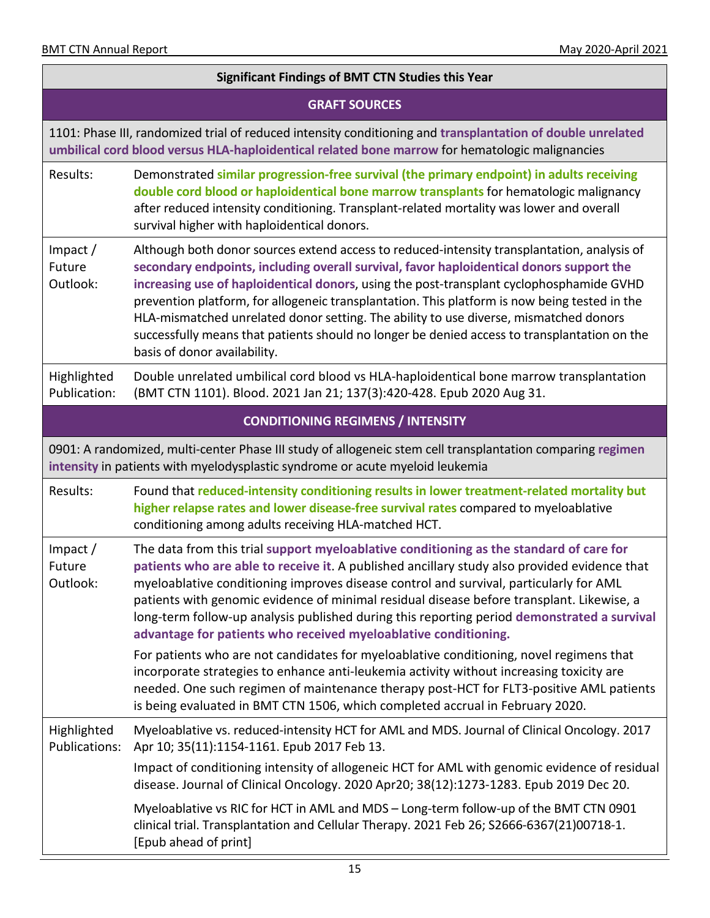## Significant Findings of BMT CTN Studies this Year

### GRAFT SOURCES

1101: Phase III, randomized trial of reduced intensity conditioning and **transplantation of double unrelated umbilical cord blood versus HLA-haploidentical related bone marrow** for hematologic malignancies

| | |
|---|---|
| Results: | Demonstrated **similar progression-free survival (the primary endpoint) in adults receiving double cord blood or haploidentical bone marrow transplants** for hematologic malignancy after reduced intensity conditioning. Transplant-related mortality was lower and overall survival higher with haploidentical donors. |
| Impact / Future Outlook: | Although both donor sources extend access to reduced-intensity transplantation, analysis of **secondary endpoints, including overall survival, favor haploidentical donors support the increasing use of haploidentical donors**, using the post-transplant cyclophosphamide GVHD prevention platform, for allogeneic transplantation. This platform is now being tested in the HLA-mismatched unrelated donor setting. The ability to use diverse, mismatched donors successfully means that patients should no longer be denied access to transplantation on the basis of donor availability. |
| Highlighted Publication: | Double unrelated umbilical cord blood vs HLA-haploidentical bone marrow transplantation (BMT CTN 1101). Blood. 2021 Jan 21; 137(3):420-428. Epub 2020 Aug 31. |

### CONDITIONING REGIMENS / INTENSITY

0901: A randomized, multi-center Phase III study of allogeneic stem cell transplantation comparing **regimen intensity** in patients with myelodysplastic syndrome or acute myeloid leukemia

| | |
|---|---|
| Results: | Found that **reduced-intensity conditioning results in lower treatment-related mortality but higher relapse rates and lower disease-free survival rates** compared to myeloablative conditioning among adults receiving HLA-matched HCT. |
| Impact / Future Outlook: | The data from this trial **support myeloablative conditioning as the standard of care for patients who are able to receive it**. A published ancillary study also provided evidence that myeloablative conditioning improves disease control and survival, particularly for AML patients with genomic evidence of minimal residual disease before transplant. Likewise, a long-term follow-up analysis published during this reporting period **demonstrated a survival advantage for patients who received myeloablative conditioning.**<br><br>For patients who are not candidates for myeloablative conditioning, novel regimens that incorporate strategies to enhance anti-leukemia activity without increasing toxicity are needed. One such regimen of maintenance therapy post-HCT for FLT3-positive AML patients is being evaluated in BMT CTN 1506, which completed accrual in February 2020. |
| Highlighted Publications: | Myeloablative vs. reduced-intensity HCT for AML and MDS. Journal of Clinical Oncology. 2017 Apr 10; 35(11):1154-1161. Epub 2017 Feb 13.<br><br>Impact of conditioning intensity of allogeneic HCT for AML with genomic evidence of residual disease. Journal of Clinical Oncology. 2020 Apr20; 38(12):1273-1283. Epub 2019 Dec 20.<br><br>Myeloablative vs RIC for HCT in AML and MDS – Long-term follow-up of the BMT CTN 0901 clinical trial. Transplantation and Cellular Therapy. 2021 Feb 26; S2666-6367(21)00718-1. [Epub ahead of print] |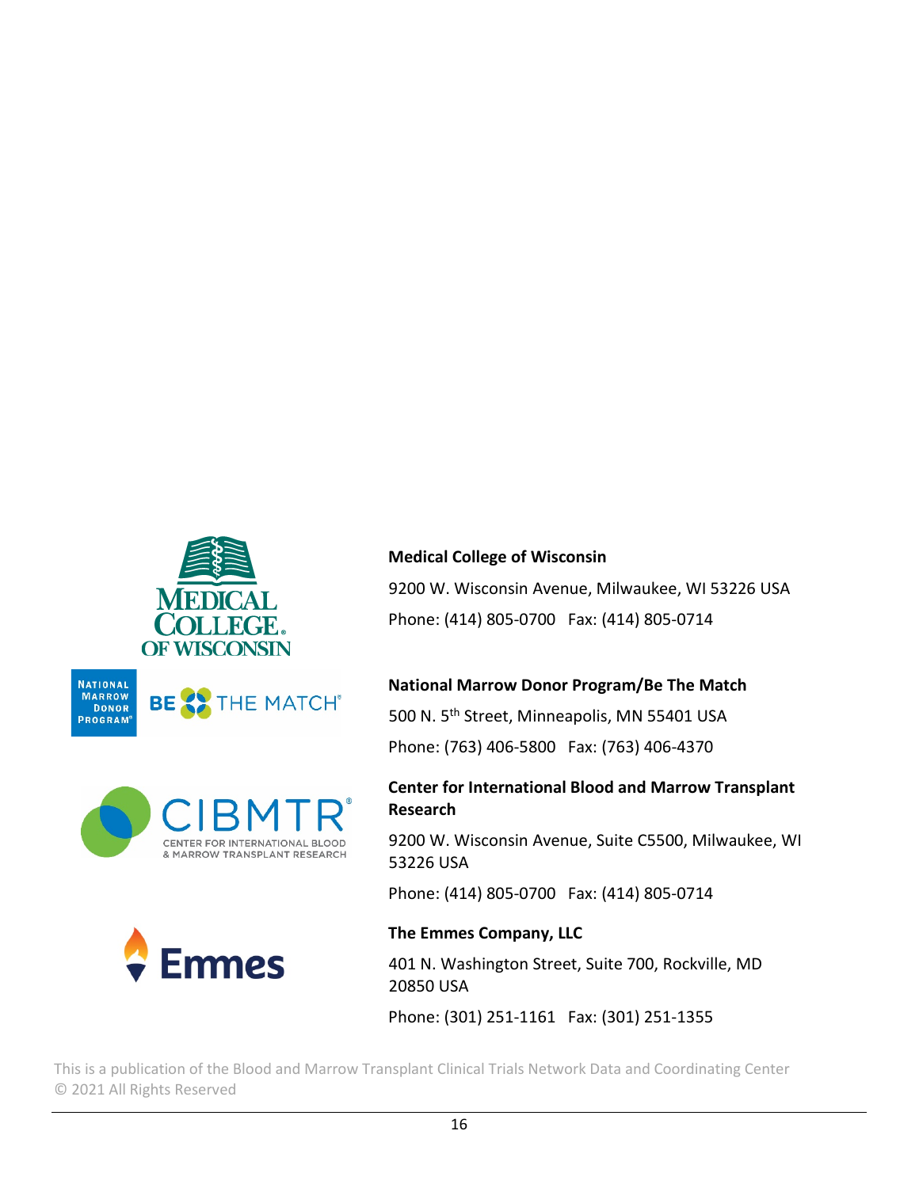**Medical College of Wisconsin**

9200 W. Wisconsin Avenue, Milwaukee, WI 53226 USA

Phone: (414) 805-0700   Fax: (414) 805-0714

**National Marrow Donor Program/Be The Match**

500 N. 5th Street, Minneapolis, MN 55401 USA

Phone: (763) 406-5800   Fax: (763) 406-4370

**Center for International Blood and Marrow Transplant Research**

9200 W. Wisconsin Avenue, Suite C5500, Milwaukee, WI 53226 USA

Phone: (414) 805-0700   Fax: (414) 805-0714

**The Emmes Company, LLC**

401 N. Washington Street, Suite 700, Rockville, MD 20850 USA

Phone: (301) 251-1161   Fax: (301) 251-1355

This is a publication of the Blood and Marrow Transplant Clinical Trials Network Data and Coordinating Center
© 2021 All Rights Reserved